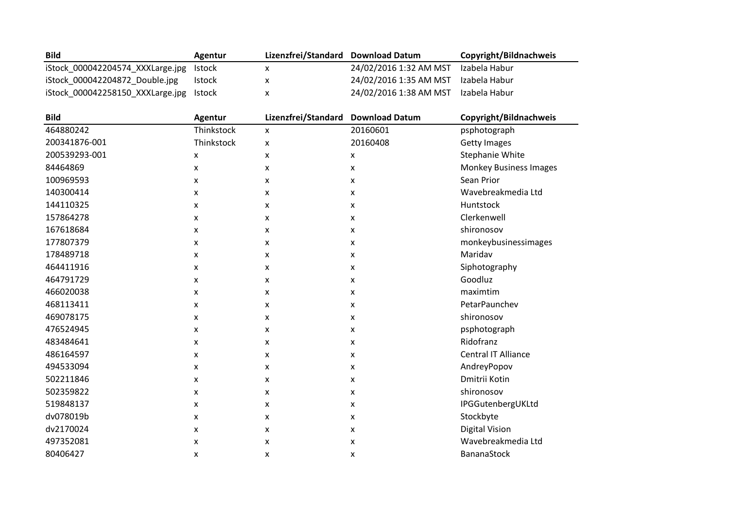| Bild | Agentur | Lizenzfrei/Standard | Download Datum | Copyright/Bildnachweis |
|---|---|---|---|---|
| iStock_000042204574_XXXLarge.jpg | Istock | x | 24/02/2016 1:32 AM MST | Izabela Habur |
| iStock_000042204872_Double.jpg | Istock | x | 24/02/2016 1:35 AM MST | Izabela Habur |
| iStock_000042258150_XXXLarge.jpg | Istock | x | 24/02/2016 1:38 AM MST | Izabela Habur |

| Bild | Agentur | Lizenzfrei/Standard | Download Datum | Copyright/Bildnachweis |
|---|---|---|---|---|
| 464880242 | Thinkstock | x | 20160601 | psphotograph |
| 200341876-001 | Thinkstock | x | 20160408 | Getty Images |
| 200539293-001 | x | x | x | Stephanie White |
| 84464869 | x | x | x | Monkey Business Images |
| 100969593 | x | x | x | Sean Prior |
| 140300414 | x | x | x | Wavebreakmedia Ltd |
| 144110325 | x | x | x | Huntstock |
| 157864278 | x | x | x | Clerkenwell |
| 167618684 | x | x | x | shironosov |
| 177807379 | x | x | x | monkeybusinessimages |
| 178489718 | x | x | x | Maridav |
| 464411916 | x | x | x | Siphotography |
| 464791729 | x | x | x | Goodluz |
| 466020038 | x | x | x | maximtim |
| 468113411 | x | x | x | PetarPaunchev |
| 469078175 | x | x | x | shironosov |
| 476524945 | x | x | x | psphotograph |
| 483484641 | x | x | x | Ridofranz |
| 486164597 | x | x | x | Central IT Alliance |
| 494533094 | x | x | x | AndreyPopov |
| 502211846 | x | x | x | Dmitrii Kotin |
| 502359822 | x | x | x | shironosov |
| 519848137 | x | x | x | IPGGutenbergUKLtd |
| dv078019b | x | x | x | Stockbyte |
| dv2170024 | x | x | x | Digital Vision |
| 497352081 | x | x | x | Wavebreakmedia Ltd |
| 80406427 | x | x | x | BananaStock |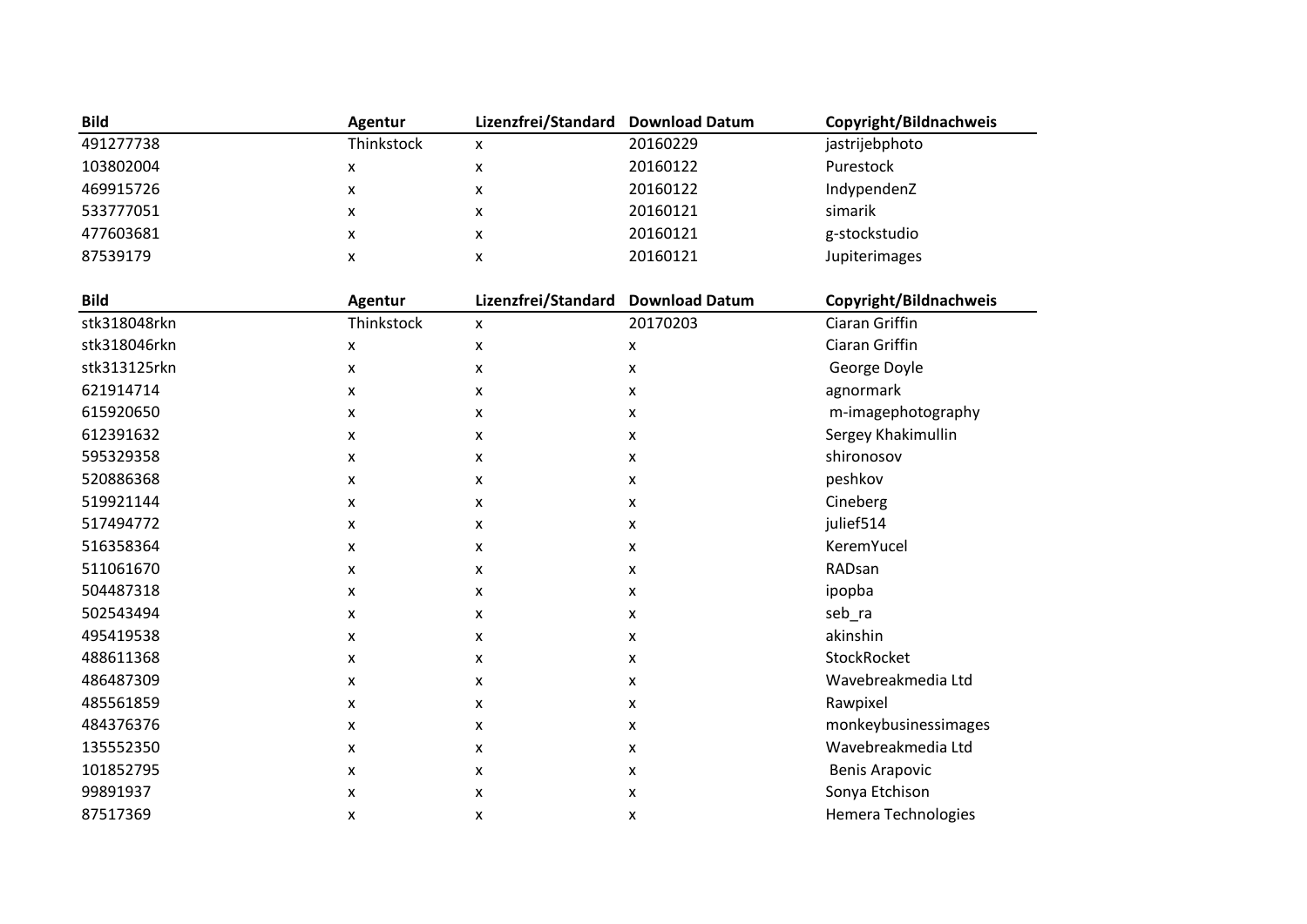| Bild | Agentur | Lizenzfrei/Standard | Download Datum | Copyright/Bildnachweis |
|---|---|---|---|---|
| 491277738 | Thinkstock | x | 20160229 | jastrijebphoto |
| 103802004 | x | x | 20160122 | Purestock |
| 469915726 | x | x | 20160122 | IndypendenZ |
| 533777051 | x | x | 20160121 | simarik |
| 477603681 | x | x | 20160121 | g-stockstudio |
| 87539179 | x | x | 20160121 | Jupiterimages |

| Bild | Agentur | Lizenzfrei/Standard | Download Datum | Copyright/Bildnachweis |
|---|---|---|---|---|
| stk318048rkn | Thinkstock | x | 20170203 | Ciaran Griffin |
| stk318046rkn | x | x | x | Ciaran Griffin |
| stk313125rkn | x | x | x | George Doyle |
| 621914714 | x | x | x | agnormark |
| 615920650 | x | x | x | m-imagephotography |
| 612391632 | x | x | x | Sergey Khakimullin |
| 595329358 | x | x | x | shironosov |
| 520886368 | x | x | x | peshkov |
| 519921144 | x | x | x | Cineberg |
| 517494772 | x | x | x | julief514 |
| 516358364 | x | x | x | KeremYucel |
| 511061670 | x | x | x | RADsan |
| 504487318 | x | x | x | ipopba |
| 502543494 | x | x | x | seb_ra |
| 495419538 | x | x | x | akinshin |
| 488611368 | x | x | x | StockRocket |
| 486487309 | x | x | x | Wavebreakmedia Ltd |
| 485561859 | x | x | x | Rawpixel |
| 484376376 | x | x | x | monkeybusinessimages |
| 135552350 | x | x | x | Wavebreakmedia Ltd |
| 101852795 | x | x | x | Benis Arapovic |
| 99891937 | x | x | x | Sonya Etchison |
| 87517369 | x | x | x | Hemera Technologies |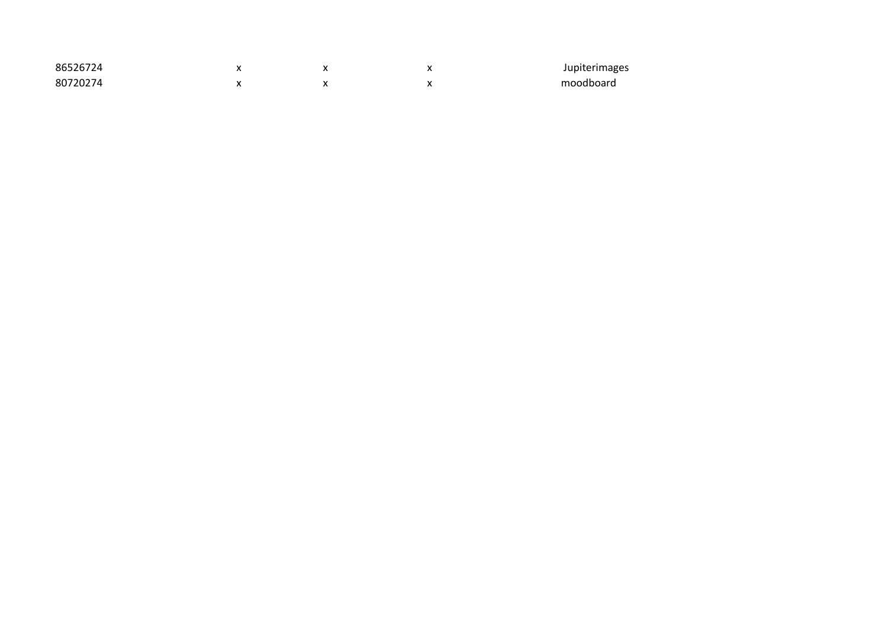| | | | | |
|---|---|---|---|---|
| 86526724 | x | x | x | Jupiterimages |
| 80720274 | x | x | x | moodboard |